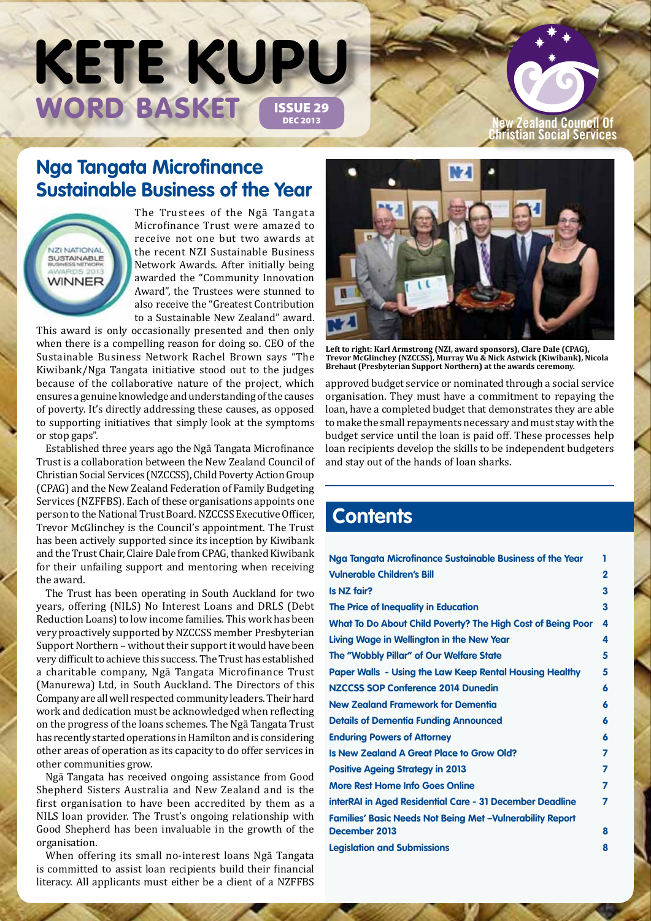# KETE KUPU

## WORD BASKET

ISSUE 29
DEC 2013

New Zealand Council Of Christian Social Services

## Nga Tangata Microfinance Sustainable Business of the Year

NZI NATIONAL SUSTAINABLE BUSINESS NETWORK AWARDS 2013 WINNER

The Trustees of the Ngā Tangata Microfinance Trust were amazed to receive not one but two awards at the recent NZI Sustainable Business Network Awards. After initially being awarded the "Community Innovation Award", the Trustees were stunned to also receive the "Greatest Contribution to a Sustainable New Zealand" award. This award is only occasionally presented and then only when there is a compelling reason for doing so. CEO of the Sustainable Business Network Rachel Brown says "The Kiwibank/Nga Tangata initiative stood out to the judges because of the collaborative nature of the project, which ensures a genuine knowledge and understanding of the causes of poverty. It's directly addressing these causes, as opposed to supporting initiatives that simply look at the symptoms or stop gaps".

Established three years ago the Ngā Tangata Microfinance Trust is a collaboration between the New Zealand Council of Christian Social Services (NZCCSS), Child Poverty Action Group (CPAG) and the New Zealand Federation of Family Budgeting Services (NZFFBS). Each of these organisations appoints one person to the National Trust Board. NZCCSS Executive Officer, Trevor McGlinchey is the Council's appointment. The Trust has been actively supported since its inception by Kiwibank and the Trust Chair, Claire Dale from CPAG, thanked Kiwibank for their unfailing support and mentoring when receiving the award.

The Trust has been operating in South Auckland for two years, offering (NILS) No Interest Loans and DRLS (Debt Reduction Loans) to low income families. This work has been very proactively supported by NZCCSS member Presbyterian Support Northern – without their support it would have been very difficult to achieve this success. The Trust has established a charitable company, Ngā Tangata Microfinance Trust (Manurewa) Ltd, in South Auckland. The Directors of this Company are all well respected community leaders. Their hard work and dedication must be acknowledged when reflecting on the progress of the loans schemes. The Ngā Tangata Trust has recently started operations in Hamilton and is considering other areas of operation as its capacity to do offer services in other communities grow.

Ngā Tangata has received ongoing assistance from Good Shepherd Sisters Australia and New Zealand and is the first organisation to have been accredited by them as a NILS loan provider. The Trust's ongoing relationship with Good Shepherd has been invaluable in the growth of the organisation.

When offering its small no-interest loans Ngā Tangata is committed to assist loan recipients build their financial literacy. All applicants must either be a client of a NZFFBS approved budget service or nominated through a social service organisation. They must have a commitment to repaying the loan, have a completed budget that demonstrates they are able to make the small repayments necessary and must stay with the budget service until the loan is paid off. These processes help loan recipients develop the skills to be independent budgeters and stay out of the hands of loan sharks.

**Left to right: Karl Armstrong (NZI, award sponsors), Clare Dale (CPAG), Trevor McGlinchey (NZCCSS), Murray Wu & Nick Astwick (Kiwibank), Nicola Brehaut (Presbyterian Support Northern) at the awards ceremony.**

## Contents

| | |
|---|---|
| Nga Tangata Microfinance Sustainable Business of the Year | 1 |
| Vulnerable Children's Bill | 2 |
| Is NZ fair? | 3 |
| The Price of Inequality in Education | 3 |
| What To Do About Child Poverty? The High Cost of Being Poor | 4 |
| Living Wage in Wellington in the New Year | 4 |
| The "Wobbly Pillar" of Our Welfare State | 5 |
| Paper Walls - Using the Law Keep Rental Housing Healthy | 5 |
| NZCCSS SOP Conference 2014 Dunedin | 6 |
| New Zealand Framework for Dementia | 6 |
| Details of Dementia Funding Announced | 6 |
| Enduring Powers of Attorney | 6 |
| Is New Zealand A Great Place to Grow Old? | 7 |
| Positive Ageing Strategy in 2013 | 7 |
| More Rest Home Info Goes Online | 7 |
| interRAI in Aged Residential Care - 31 December Deadline | 7 |
| Families' Basic Needs Not Being Met –Vulnerability Report December 2013 | 8 |
| Legislation and Submissions | 8 |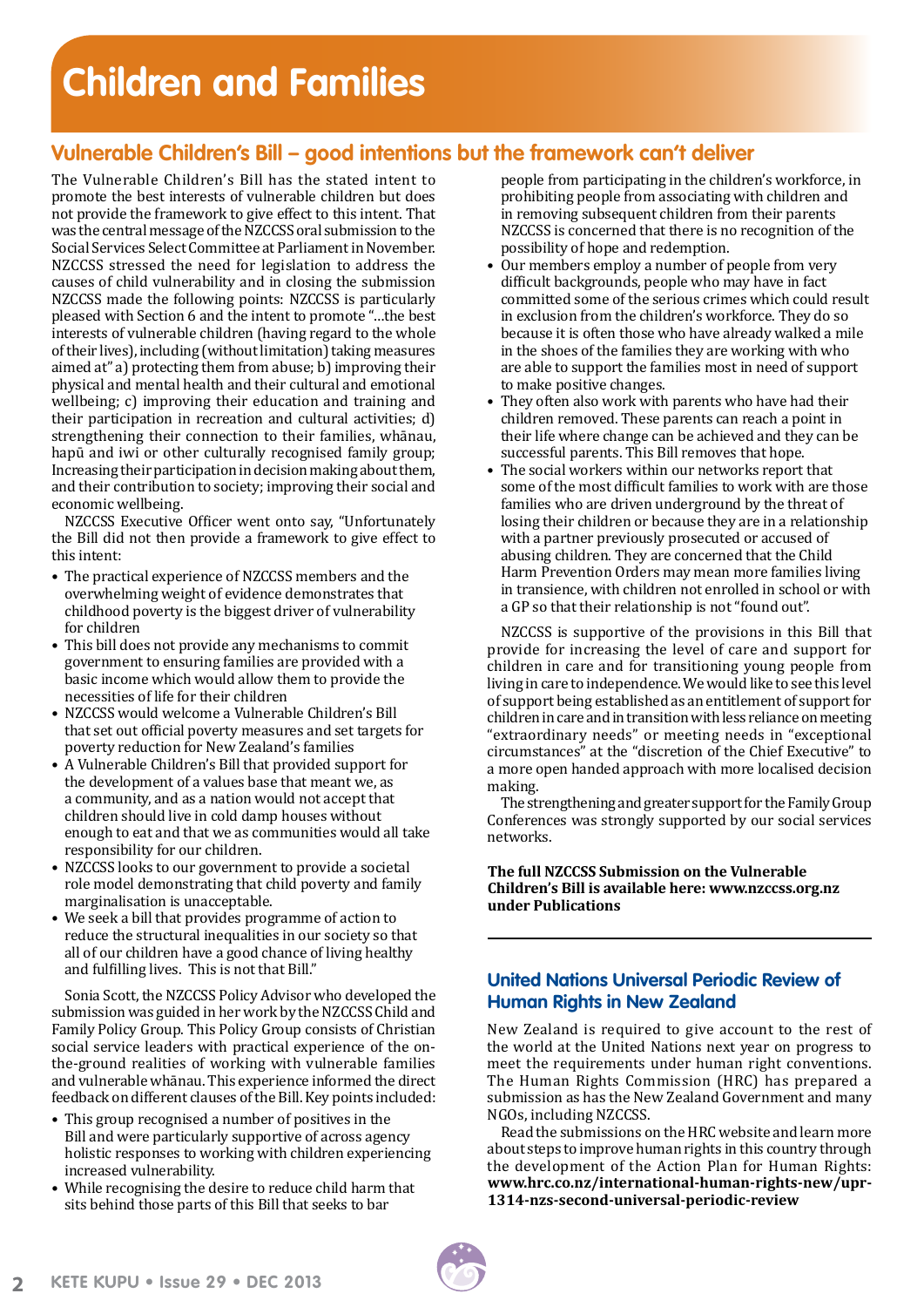# Children and Families

## Vulnerable Children's Bill – good intentions but the framework can't deliver

The Vulnerable Children's Bill has the stated intent to promote the best interests of vulnerable children but does not provide the framework to give effect to this intent. That was the central message of the NZCCSS oral submission to the Social Services Select Committee at Parliament in November. NZCCSS stressed the need for legislation to address the causes of child vulnerability and in closing the submission NZCCSS made the following points: NZCCSS is particularly pleased with Section 6 and the intent to promote "...the best interests of vulnerable children (having regard to the whole of their lives), including (without limitation) taking measures aimed at" a) protecting them from abuse; b) improving their physical and mental health and their cultural and emotional wellbeing; c) improving their education and training and their participation in recreation and cultural activities; d) strengthening their connection to their families, whānau, hapū and iwi or other culturally recognised family group; Increasing their participation in decision making about them, and their contribution to society; improving their social and economic wellbeing.

NZCCSS Executive Officer went onto say, "Unfortunately the Bill did not then provide a framework to give effect to this intent:

- The practical experience of NZCCSS members and the overwhelming weight of evidence demonstrates that childhood poverty is the biggest driver of vulnerability for children
- This bill does not provide any mechanisms to commit government to ensuring families are provided with a basic income which would allow them to provide the necessities of life for their children
- NZCCSS would welcome a Vulnerable Children's Bill that set out official poverty measures and set targets for poverty reduction for New Zealand's families
- A Vulnerable Children's Bill that provided support for the development of a values base that meant we, as a community, and as a nation would not accept that children should live in cold damp houses without enough to eat and that we as communities would all take responsibility for our children.
- NZCCSS looks to our government to provide a societal role model demonstrating that child poverty and family marginalisation is unacceptable.
- We seek a bill that provides programme of action to reduce the structural inequalities in our society so that all of our children have a good chance of living healthy and fulfilling lives. This is not that Bill."

Sonia Scott, the NZCCSS Policy Advisor who developed the submission was guided in her work by the NZCCSS Child and Family Policy Group. This Policy Group consists of Christian social service leaders with practical experience of the on-the-ground realities of working with vulnerable families and vulnerable whānau. This experience informed the direct feedback on different clauses of the Bill. Key points included:

- This group recognised a number of positives in the Bill and were particularly supportive of across agency holistic responses to working with children experiencing increased vulnerability.
- While recognising the desire to reduce child harm that sits behind those parts of this Bill that seeks to bar people from participating in the children's workforce, in prohibiting people from associating with children and in removing subsequent children from their parents NZCCSS is concerned that there is no recognition of the possibility of hope and redemption.
- Our members employ a number of people from very difficult backgrounds, people who may have in fact committed some of the serious crimes which could result in exclusion from the children's workforce. They do so because it is often those who have already walked a mile in the shoes of the families they are working with who are able to support the families most in need of support to make positive changes.
- They often also work with parents who have had their children removed. These parents can reach a point in their life where change can be achieved and they can be successful parents. This Bill removes that hope.
- The social workers within our networks report that some of the most difficult families to work with are those families who are driven underground by the threat of losing their children or because they are in a relationship with a partner previously prosecuted or accused of abusing children. They are concerned that the Child Harm Prevention Orders may mean more families living in transience, with children not enrolled in school or with a GP so that their relationship is not "found out".

NZCCSS is supportive of the provisions in this Bill that provide for increasing the level of care and support for children in care and for transitioning young people from living in care to independence. We would like to see this level of support being established as an entitlement of support for children in care and in transition with less reliance on meeting "extraordinary needs" or meeting needs in "exceptional circumstances" at the "discretion of the Chief Executive" to a more open handed approach with more localised decision making.

The strengthening and greater support for the Family Group Conferences was strongly supported by our social services networks.

**The full NZCCSS Submission on the Vulnerable Children's Bill is available here: www.nzccss.org.nz under Publications**

---

## United Nations Universal Periodic Review of Human Rights in New Zealand

New Zealand is required to give account to the rest of the world at the United Nations next year on progress to meet the requirements under human right conventions. The Human Rights Commission (HRC) has prepared a submission as has the New Zealand Government and many NGOs, including NZCCSS.

Read the submissions on the HRC website and learn more about steps to improve human rights in this country through the development of the Action Plan for Human Rights: **www.hrc.co.nz/international-human-rights-new/upr-1314-nzs-second-universal-periodic-review**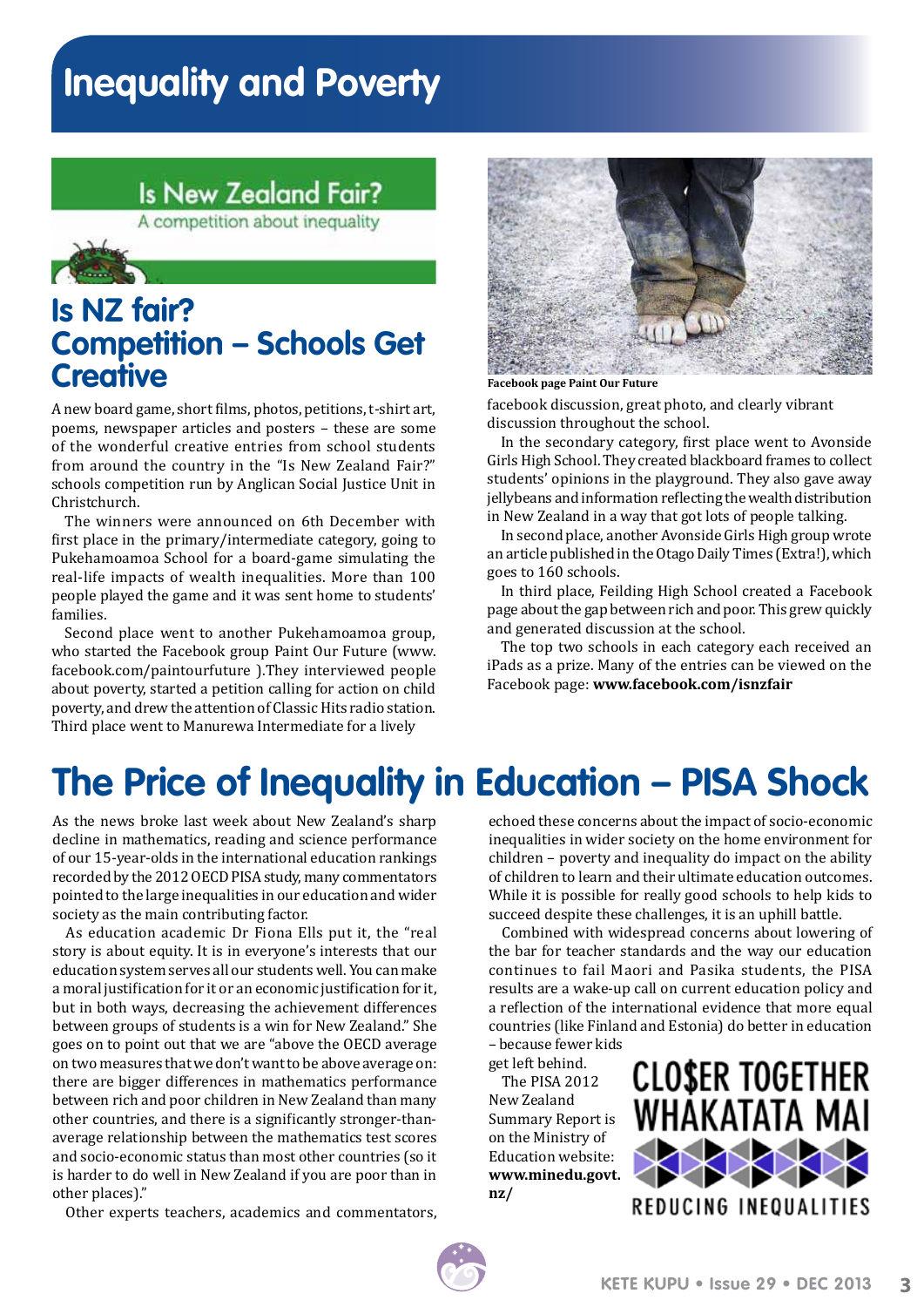# Inequality and Poverty

Is New Zealand Fair?
A competition about inequality

## Is NZ fair? Competition – Schools Get Creative

A new board game, short films, photos, petitions, t-shirt art, poems, newspaper articles and posters – these are some of the wonderful creative entries from school students from around the country in the "Is New Zealand Fair?" schools competition run by Anglican Social Justice Unit in Christchurch.

The winners were announced on 6th December with first place in the primary/intermediate category, going to Pukehamoamoa School for a board-game simulating the real-life impacts of wealth inequalities. More than 100 people played the game and it was sent home to students' families.

Second place went to another Pukehamoamoa group, who started the Facebook group Paint Our Future (www.facebook.com/paintourfuture ).They interviewed people about poverty, started a petition calling for action on child poverty, and drew the attention of Classic Hits radio station. Third place went to Manurewa Intermediate for a lively facebook discussion, great photo, and clearly vibrant discussion throughout the school.

Facebook page Paint Our Future

In the secondary category, first place went to Avonside Girls High School. They created blackboard frames to collect students' opinions in the playground. They also gave away jellybeans and information reflecting the wealth distribution in New Zealand in a way that got lots of people talking.

In second place, another Avonside Girls High group wrote an article published in the Otago Daily Times (Extra!), which goes to 160 schools.

In third place, Feilding High School created a Facebook page about the gap between rich and poor. This grew quickly and generated discussion at the school.

The top two schools in each category each received an iPads as a prize. Many of the entries can be viewed on the Facebook page: **www.facebook.com/isnzfair**

## The Price of Inequality in Education – PISA Shock

As the news broke last week about New Zealand's sharp decline in mathematics, reading and science performance of our 15-year-olds in the international education rankings recorded by the 2012 OECD PISA study, many commentators pointed to the large inequalities in our education and wider society as the main contributing factor.

As education academic Dr Fiona Ells put it, the "real story is about equity. It is in everyone's interests that our education system serves all our students well. You can make a moral justification for it or an economic justification for it, but in both ways, decreasing the achievement differences between groups of students is a win for New Zealand." She goes on to point out that we are "above the OECD average on two measures that we don't want to be above average on: there are bigger differences in mathematics performance between rich and poor children in New Zealand than many other countries, and there is a significantly stronger-than-average relationship between the mathematics test scores and socio-economic status than most other countries (so it is harder to do well in New Zealand if you are poor than in other places)."

Other experts teachers, academics and commentators, echoed these concerns about the impact of socio-economic inequalities in wider society on the home environment for children – poverty and inequality do impact on the ability of children to learn and their ultimate education outcomes. While it is possible for really good schools to help kids to succeed despite these challenges, it is an uphill battle.

Combined with widespread concerns about lowering of the bar for teacher standards and the way our education continues to fail Maori and Pasika students, the PISA results are a wake-up call on current education policy and a reflection of the international evidence that more equal countries (like Finland and Estonia) do better in education – because fewer kids get left behind.

The PISA 2012 New Zealand Summary Report is on the Ministry of Education website: **www.minedu.govt.nz/**

CLO$ER TOGETHER WHAKATATA MAI
REDUCING INEQUALITIES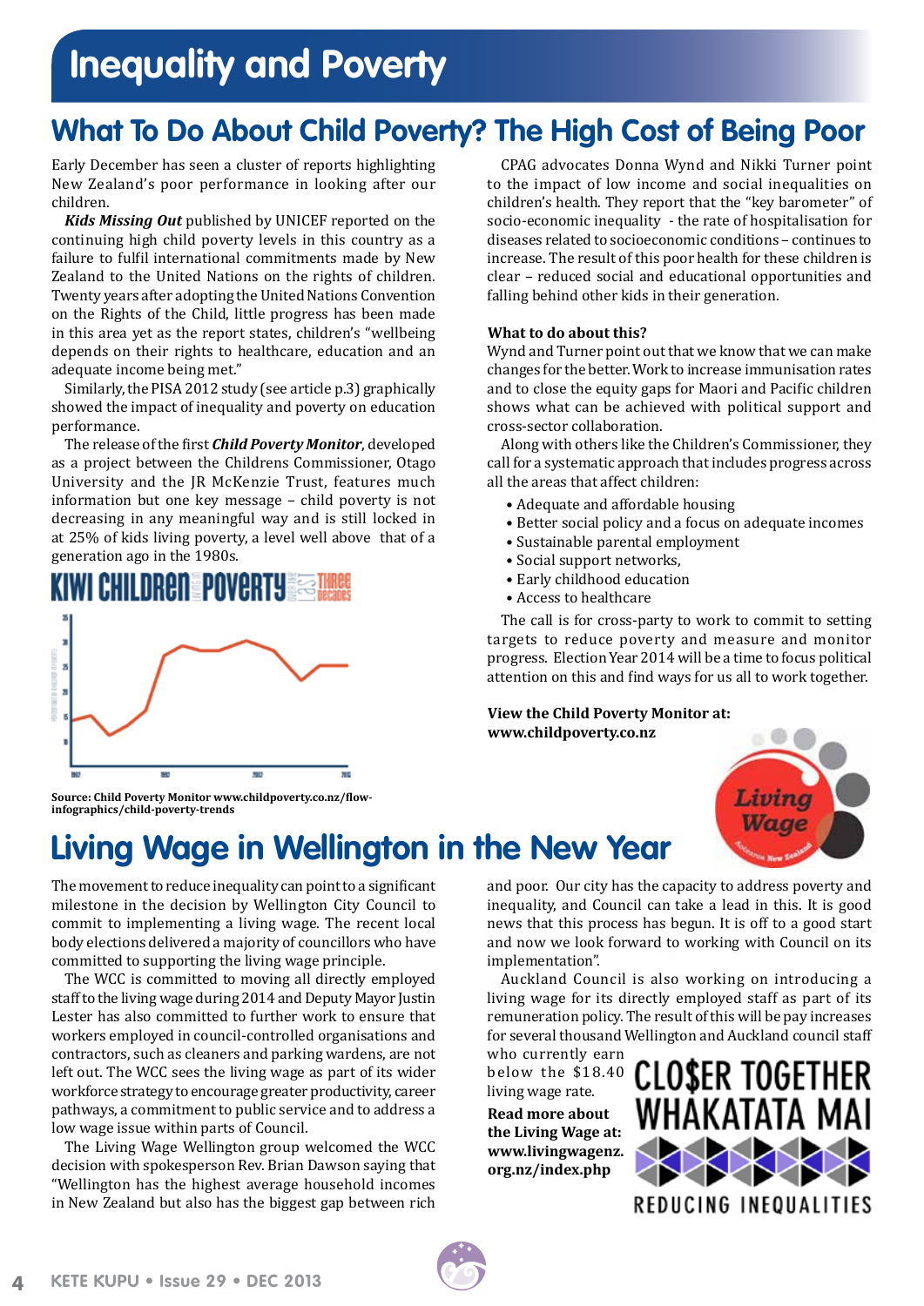# Inequality and Poverty

## What To Do About Child Poverty? The High Cost of Being Poor

Early December has seen a cluster of reports highlighting New Zealand's poor performance in looking after our children.

***Kids Missing Out*** published by UNICEF reported on the continuing high child poverty levels in this country as a failure to fulfil international commitments made by New Zealand to the United Nations on the rights of children. Twenty years after adopting the United Nations Convention on the Rights of the Child, little progress has been made in this area yet as the report states, children's "wellbeing depends on their rights to healthcare, education and an adequate income being met."

Similarly, the PISA 2012 study (see article p.3) graphically showed the impact of inequality and poverty on education performance.

The release of the first ***Child Poverty Monitor***, developed as a project between the Childrens Commissioner, Otago University and the JR McKenzie Trust, features much information but one key message – child poverty is not decreasing in any meaningful way and is still locked in at 25% of kids living poverty, a level well above that of a generation ago in the 1980s.

KIWI CHILDREN IN POVERTY OVER THE LAST THREE DECADES

**Source: Child Poverty Monitor www.childpoverty.co.nz/flow-infographics/child-poverty-trends**

CPAG advocates Donna Wynd and Nikki Turner point to the impact of low income and social inequalities on children's health. They report that the "key barometer" of socio-economic inequality - the rate of hospitalisation for diseases related to socioeconomic conditions – continues to increase. The result of this poor health for these children is clear – reduced social and educational opportunities and falling behind other kids in their generation.

**What to do about this?**

Wynd and Turner point out that we know that we can make changes for the better. Work to increase immunisation rates and to close the equity gaps for Maori and Pacific children shows what can be achieved with political support and cross-sector collaboration.

Along with others like the Children's Commissioner, they call for a systematic approach that includes progress across all the areas that affect children:

- Adequate and affordable housing
- Better social policy and a focus on adequate incomes
- Sustainable parental employment
- Social support networks,
- Early childhood education
- Access to healthcare

The call is for cross-party to work to commit to setting targets to reduce poverty and measure and monitor progress. Election Year 2014 will be a time to focus political attention on this and find ways for us all to work together.

**View the Child Poverty Monitor at: www.childpoverty.co.nz**

## Living Wage in Wellington in the New Year

The movement to reduce inequality can point to a significant milestone in the decision by Wellington City Council to commit to implementing a living wage. The recent local body elections delivered a majority of councillors who have committed to supporting the living wage principle.

The WCC is committed to moving all directly employed staff to the living wage during 2014 and Deputy Mayor Justin Lester has also committed to further work to ensure that workers employed in council-controlled organisations and contractors, such as cleaners and parking wardens, are not left out. The WCC sees the living wage as part of its wider workforce strategy to encourage greater productivity, career pathways, a commitment to public service and to address a low wage issue within parts of Council.

The Living Wage Wellington group welcomed the WCC decision with spokesperson Rev. Brian Dawson saying that "Wellington has the highest average household incomes in New Zealand but also has the biggest gap between rich and poor. Our city has the capacity to address poverty and inequality, and Council can take a lead in this. It is good news that this process has begun. It is off to a good start and now we look forward to working with Council on its implementation".

Auckland Council is also working on introducing a living wage for its directly employed staff as part of its remuneration policy. The result of this will be pay increases for several thousand Wellington and Auckland council staff who currently earn below the $18.40 living wage rate.

**Read more about the Living Wage at: www.livingwagenz.org.nz/index.php**

CLO$ER TOGETHER WHAKATATA MAI

REDUCING INEQUALITIES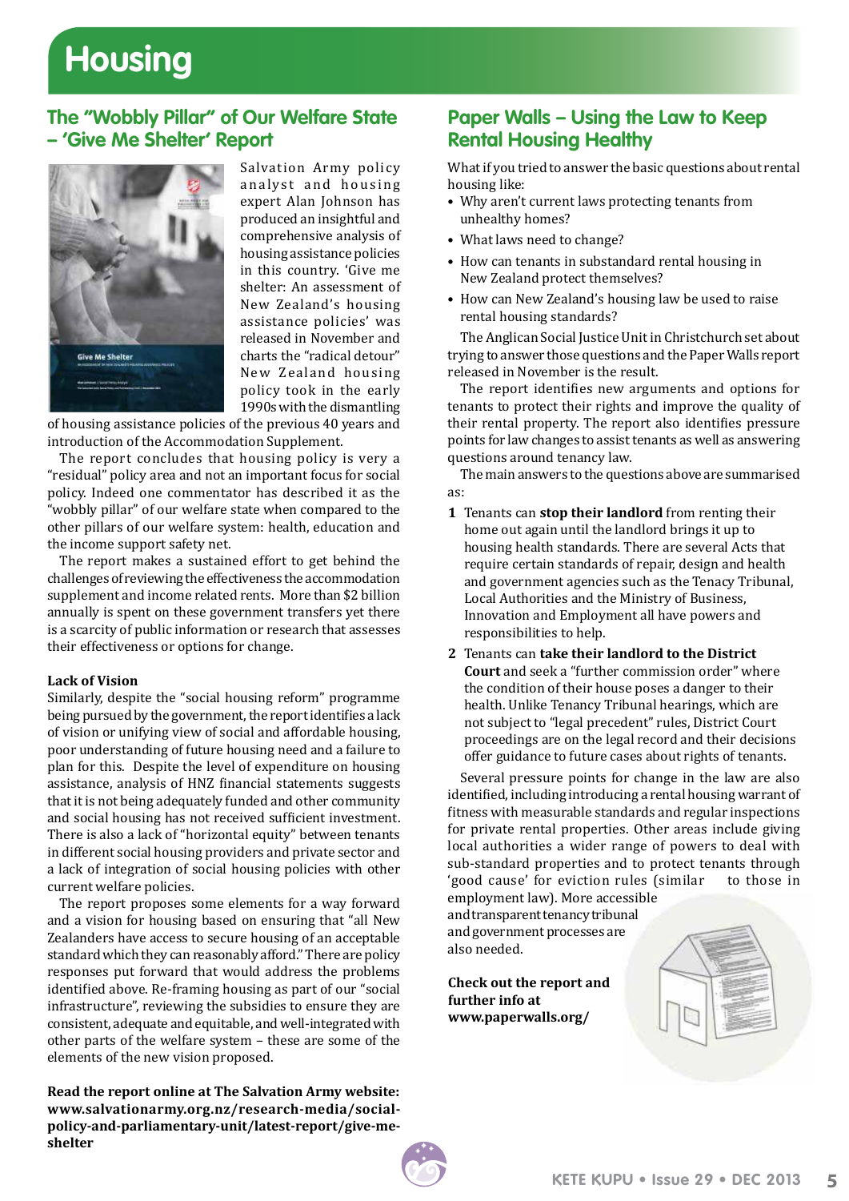# Housing

## The "Wobbly Pillar" of Our Welfare State – 'Give Me Shelter' Report

Salvation Army policy analyst and housing expert Alan Johnson has produced an insightful and comprehensive analysis of housing assistance policies in this country. 'Give me shelter: An assessment of New Zealand's housing assistance policies' was released in November and charts the "radical detour" New Zealand housing policy took in the early 1990s with the dismantling of housing assistance policies of the previous 40 years and introduction of the Accommodation Supplement.

The report concludes that housing policy is very a "residual" policy area and not an important focus for social policy. Indeed one commentator has described it as the "wobbly pillar" of our welfare state when compared to the other pillars of our welfare system: health, education and the income support safety net.

The report makes a sustained effort to get behind the challenges of reviewing the effectiveness the accommodation supplement and income related rents. More than $2 billion annually is spent on these government transfers yet there is a scarcity of public information or research that assesses their effectiveness or options for change.

**Lack of Vision**

Similarly, despite the "social housing reform" programme being pursued by the government, the report identifies a lack of vision or unifying view of social and affordable housing, poor understanding of future housing need and a failure to plan for this. Despite the level of expenditure on housing assistance, analysis of HNZ financial statements suggests that it is not being adequately funded and other community and social housing has not received sufficient investment. There is also a lack of "horizontal equity" between tenants in different social housing providers and private sector and a lack of integration of social housing policies with other current welfare policies.

The report proposes some elements for a way forward and a vision for housing based on ensuring that "all New Zealanders have access to secure housing of an acceptable standard which they can reasonably afford." There are policy responses put forward that would address the problems identified above. Re-framing housing as part of our "social infrastructure", reviewing the subsidies to ensure they are consistent, adequate and equitable, and well-integrated with other parts of the welfare system – these are some of the elements of the new vision proposed.

**Read the report online at The Salvation Army website: www.salvationarmy.org.nz/research-media/social-policy-and-parliamentary-unit/latest-report/give-me-shelter**

## Paper Walls – Using the Law to Keep Rental Housing Healthy

What if you tried to answer the basic questions about rental housing like:

- Why aren't current laws protecting tenants from unhealthy homes?
- What laws need to change?
- How can tenants in substandard rental housing in New Zealand protect themselves?
- How can New Zealand's housing law be used to raise rental housing standards?

The Anglican Social Justice Unit in Christchurch set about trying to answer those questions and the Paper Walls report released in November is the result.

The report identifies new arguments and options for tenants to protect their rights and improve the quality of their rental property. The report also identifies pressure points for law changes to assist tenants as well as answering questions around tenancy law.

The main answers to the questions above are summarised as:

1. Tenants can **stop their landlord** from renting their home out again until the landlord brings it up to housing health standards. There are several Acts that require certain standards of repair, design and health and government agencies such as the Tenacy Tribunal, Local Authorities and the Ministry of Business, Innovation and Employment all have powers and responsibilities to help.
2. Tenants can **take their landlord to the District Court** and seek a "further commission order" where the condition of their house poses a danger to their health. Unlike Tenancy Tribunal hearings, which are not subject to "legal precedent" rules, District Court proceedings are on the legal record and their decisions offer guidance to future cases about rights of tenants.

Several pressure points for change in the law are also identified, including introducing a rental housing warrant of fitness with measurable standards and regular inspections for private rental properties. Other areas include giving local authorities a wider range of powers to deal with sub-standard properties and to protect tenants through 'good cause' for eviction rules (similar to those in employment law). More accessible and transparent tenancy tribunal and government processes are also needed.

**Check out the report and further info at www.paperwalls.org/**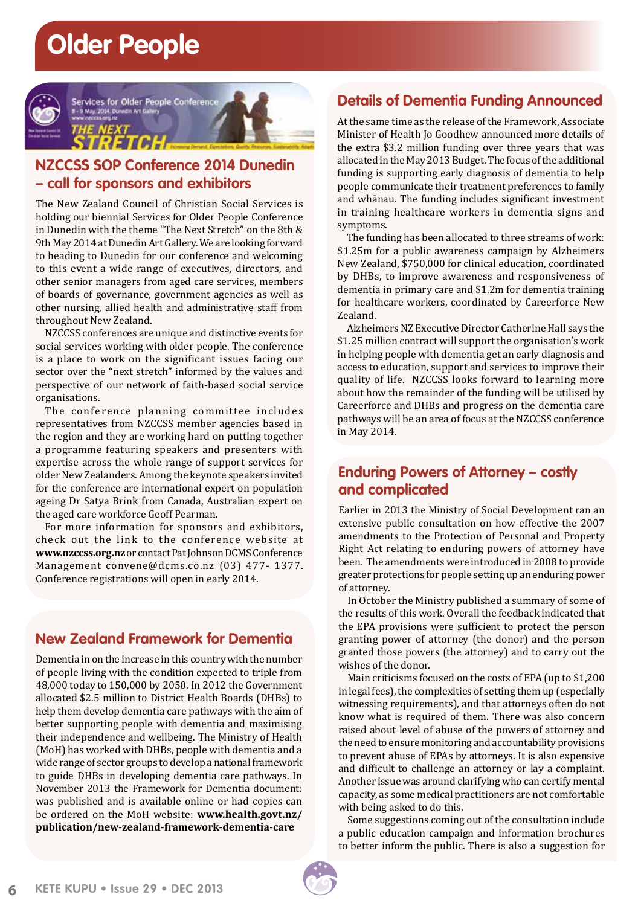# Older People

## NZCCSS SOP Conference 2014 Dunedin – call for sponsors and exhibitors

The New Zealand Council of Christian Social Services is holding our biennial Services for Older People Conference in Dunedin with the theme "The Next Stretch" on the 8th & 9th May 2014 at Dunedin Art Gallery. We are looking forward to heading to Dunedin for our conference and welcoming to this event a wide range of executives, directors, and other senior managers from aged care services, members of boards of governance, government agencies as well as other nursing, allied health and administrative staff from throughout New Zealand.

NZCCSS conferences are unique and distinctive events for social services working with older people. The conference is a place to work on the significant issues facing our sector over the "next stretch" informed by the values and perspective of our network of faith-based social service organisations.

The conference planning committee includes representatives from NZCCSS member agencies based in the region and they are working hard on putting together a programme featuring speakers and presenters with expertise across the whole range of support services for older New Zealanders. Among the keynote speakers invited for the conference are international expert on population ageing Dr Satya Brink from Canada, Australian expert on the aged care workforce Geoff Pearman.

For more information for sponsors and exhibitors, check out the link to the conference website at **www.nzccss.org.nz** or contact Pat Johnson DCMS Conference Management convene@dcms.co.nz (03) 477- 1377. Conference registrations will open in early 2014.

## New Zealand Framework for Dementia

Dementia in on the increase in this country with the number of people living with the condition expected to triple from 48,000 today to 150,000 by 2050. In 2012 the Government allocated $2.5 million to District Health Boards (DHBs) to help them develop dementia care pathways with the aim of better supporting people with dementia and maximising their independence and wellbeing. The Ministry of Health (MoH) has worked with DHBs, people with dementia and a wide range of sector groups to develop a national framework to guide DHBs in developing dementia care pathways. In November 2013 the Framework for Dementia document: was published and is available online or had copies can be ordered on the MoH website: **www.health.govt.nz/publication/new-zealand-framework-dementia-care**

## Details of Dementia Funding Announced

At the same time as the release of the Framework, Associate Minister of Health Jo Goodhew announced more details of the extra $3.2 million funding over three years that was allocated in the May 2013 Budget. The focus of the additional funding is supporting early diagnosis of dementia to help people communicate their treatment preferences to family and whānau. The funding includes significant investment in training healthcare workers in dementia signs and symptoms.

The funding has been allocated to three streams of work: $1.25m for a public awareness campaign by Alzheimers New Zealand, $750,000 for clinical education, coordinated by DHBs, to improve awareness and responsiveness of dementia in primary care and $1.2m for dementia training for healthcare workers, coordinated by Careerforce New Zealand.

Alzheimers NZ Executive Director Catherine Hall says the $1.25 million contract will support the organisation's work in helping people with dementia get an early diagnosis and access to education, support and services to improve their quality of life. NZCCSS looks forward to learning more about how the remainder of the funding will be utilised by Careerforce and DHBs and progress on the dementia care pathways will be an area of focus at the NZCCSS conference in May 2014.

## Enduring Powers of Attorney – costly and complicated

Earlier in 2013 the Ministry of Social Development ran an extensive public consultation on how effective the 2007 amendments to the Protection of Personal and Property Right Act relating to enduring powers of attorney have been. The amendments were introduced in 2008 to provide greater protections for people setting up an enduring power of attorney.

In October the Ministry published a summary of some of the results of this work. Overall the feedback indicated that the EPA provisions were sufficient to protect the person granting power of attorney (the donor) and the person granted those powers (the attorney) and to carry out the wishes of the donor.

Main criticisms focused on the costs of EPA (up to $1,200 in legal fees), the complexities of setting them up (especially witnessing requirements), and that attorneys often do not know what is required of them. There was also concern raised about level of abuse of the powers of attorney and the need to ensure monitoring and accountability provisions to prevent abuse of EPAs by attorneys. It is also expensive and difficult to challenge an attorney or lay a complaint. Another issue was around clarifying who can certify mental capacity, as some medical practitioners are not comfortable with being asked to do this.

Some suggestions coming out of the consultation include a public education campaign and information brochures to better inform the public. There is also a suggestion for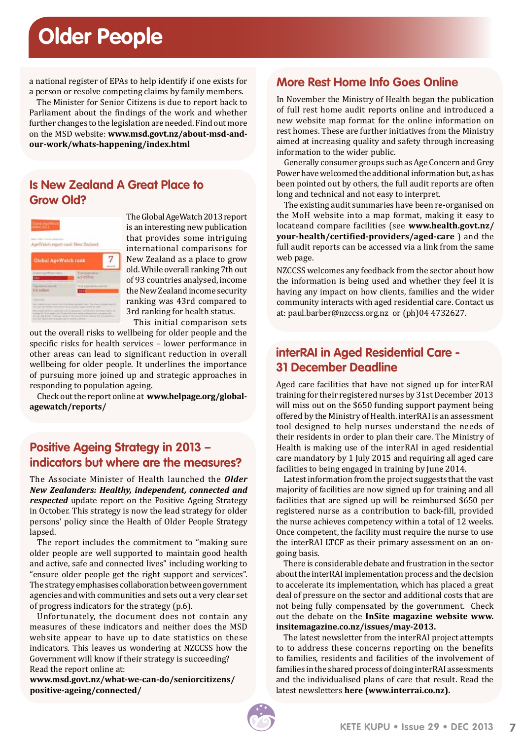# Older People

a national register of EPAs to help identify if one exists for a person or resolve competing claims by family members.

The Minister for Senior Citizens is due to report back to Parliament about the findings of the work and whether further changes to the legislation are needed. Find out more on the MSD website: **www.msd.govt.nz/about-msd-and-our-work/whats-happening/index.html**

## Is New Zealand A Great Place to Grow Old?

The Global AgeWatch 2013 report is an interesting new publication that provides some intriguing international comparisons for New Zealand as a place to grow old. While overall ranking 7th out of 93 countries analysed, income the New Zealand income security ranking was 43rd compared to 3rd ranking for health status.

This initial comparison sets out the overall risks to wellbeing for older people and the specific risks for health services – lower performance in other areas can lead to significant reduction in overall wellbeing for older people. It underlines the importance of pursuing more joined up and strategic approaches in responding to population ageing.

Check out the report online at **www.helpage.org/global-agewatch/reports/**

## Positive Ageing Strategy in 2013 – indicators but where are the measures?

The Associate Minister of Health launched the ***Older New Zealanders: Healthy, independent, connected and respected*** update report on the Positive Ageing Strategy in October. This strategy is now the lead strategy for older persons' policy since the Health of Older People Strategy lapsed.

The report includes the commitment to "making sure older people are well supported to maintain good health and active, safe and connected lives" including working to "ensure older people get the right support and services". The strategy emphasises collaboration between government agencies and with communities and sets out a very clear set of progress indicators for the strategy (p.6).

Unfortunately, the document does not contain any measures of these indicators and neither does the MSD website appear to have up to date statistics on these indicators. This leaves us wondering at NZCCSS how the Government will know if their strategy is succeeding? Read the report online at:
**www.msd.govt.nz/what-we-can-do/seniorcitizens/positive-ageing/connected/**

## More Rest Home Info Goes Online

In November the Ministry of Health began the publication of full rest home audit reports online and introduced a new website map format for the online information on rest homes. These are further initiatives from the Ministry aimed at increasing quality and safety through increasing information to the wider public.

Generally consumer groups such as Age Concern and Grey Power have welcomed the additional information but, as has been pointed out by others, the full audit reports are often long and technical and not easy to interpret.

The existing audit summaries have been re-organised on the MoH website into a map format, making it easy to locateand compare facilities (see **www.health.govt.nz/your-health/certified-providers/aged-care** ) and the full audit reports can be accessed via a link from the same web page.

NZCCSS welcomes any feedback from the sector about how the information is being used and whether they feel it is having any impact on how clients, families and the wider community interacts with aged residential care. Contact us at: paul.barber@nzccss.org.nz or (ph)04 4732627.

## interRAI in Aged Residential Care - 31 December Deadline

Aged care facilities that have not signed up for interRAI training for their registered nurses by 31st December 2013 will miss out on the $650 funding support payment being offered by the Ministry of Health. interRAI is an assessment tool designed to help nurses understand the needs of their residents in order to plan their care. The Ministry of Health is making use of the interRAI in aged residential care mandatory by 1 July 2015 and requiring all aged care facilities to being engaged in training by June 2014.

Latest information from the project suggests that the vast majority of facilities are now signed up for training and all facilities that are signed up will be reimbursed $650 per registered nurse as a contribution to back-fill, provided the nurse achieves competency within a total of 12 weeks. Once competent, the facility must require the nurse to use the interRAI LTCF as their primary assessment on an on-going basis.

There is considerable debate and frustration in the sector about the interRAI implementation process and the decision to accelerate its implementation, which has placed a great deal of pressure on the sector and additional costs that are not being fully compensated by the government. Check out the debate on the **InSite magazine website www.insitemagazine.co.nz/issues/may-2013.**

The latest newsletter from the interRAI project attempts to to address these concerns reporting on the benefits to families, residents and facilities of the involvement of families in the shared process of doing interRAI assessments and the individualised plans of care that result. Read the latest newsletters **here (www.interrai.co.nz).**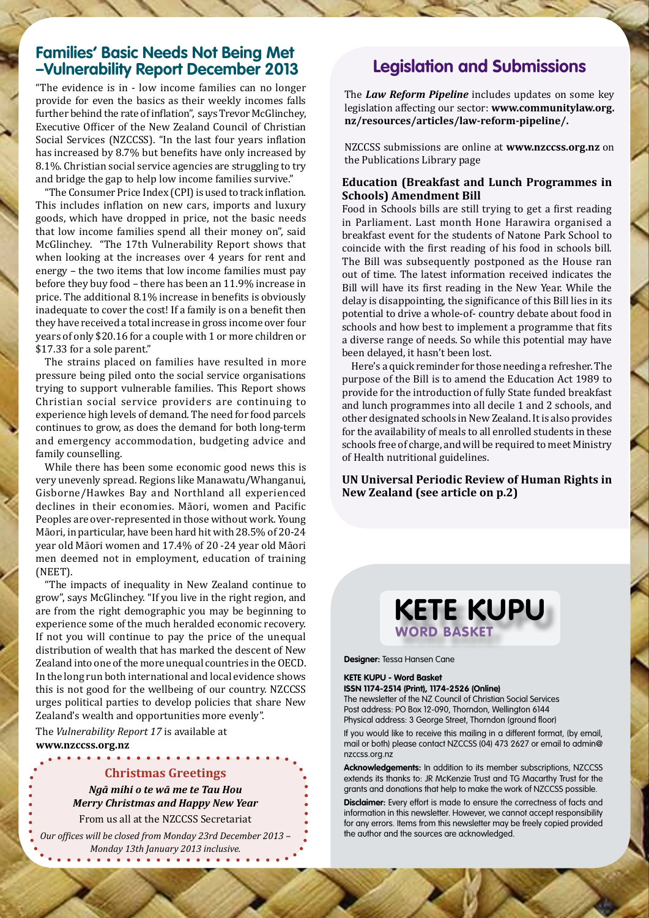## Families' Basic Needs Not Being Met –Vulnerability Report December 2013

"The evidence is in - low income families can no longer provide for even the basics as their weekly incomes falls further behind the rate of inflation", says Trevor McGlinchey, Executive Officer of the New Zealand Council of Christian Social Services (NZCCSS). "In the last four years inflation has increased by 8.7% but benefits have only increased by 8.1%. Christian social service agencies are struggling to try and bridge the gap to help low income families survive."

"The Consumer Price Index (CPI) is used to track inflation. This includes inflation on new cars, imports and luxury goods, which have dropped in price, not the basic needs that low income families spend all their money on", said McGlinchey. "The 17th Vulnerability Report shows that when looking at the increases over 4 years for rent and energy – the two items that low income families must pay before they buy food – there has been an 11.9% increase in price. The additional 8.1% increase in benefits is obviously inadequate to cover the cost! If a family is on a benefit then they have received a total increase in gross income over four years of only $20.16 for a couple with 1 or more children or $17.33 for a sole parent."

The strains placed on families have resulted in more pressure being piled onto the social service organisations trying to support vulnerable families. This Report shows Christian social service providers are continuing to experience high levels of demand. The need for food parcels continues to grow, as does the demand for both long-term and emergency accommodation, budgeting advice and family counselling.

While there has been some economic good news this is very unevenly spread. Regions like Manawatu/Whanganui, Gisborne/Hawkes Bay and Northland all experienced declines in their economies. Māori, women and Pacific Peoples are over-represented in those without work. Young Māori, in particular, have been hard hit with 28.5% of 20-24 year old Māori women and 17.4% of 20 -24 year old Māori men deemed not in employment, education of training (NEET).

"The impacts of inequality in New Zealand continue to grow", says McGlinchey. "If you live in the right region, and are from the right demographic you may be beginning to experience some of the much heralded economic recovery. If not you will continue to pay the price of the unequal distribution of wealth that has marked the descent of New Zealand into one of the more unequal countries in the OECD. In the long run both international and local evidence shows this is not good for the wellbeing of our country. NZCCSS urges political parties to develop policies that share New Zealand's wealth and opportunities more evenly".

The *Vulnerability Report 17* is available at **www.nzccss.org.nz**

### Christmas Greetings

***Ngā mihi o te wā me te Tau Hou***
***Merry Christmas and Happy New Year***

From us all at the NZCCSS Secretariat

*Our offices will be closed from Monday 23rd December 2013 – Monday 13th January 2013 inclusive.*

## Legislation and Submissions

The ***Law Reform Pipeline*** includes updates on some key legislation affecting our sector: **www.communitylaw.org.nz/resources/articles/law-reform-pipeline/.**

NZCCSS submissions are online at **www.nzccss.org.nz** on the Publications Library page

### Education (Breakfast and Lunch Programmes in Schools) Amendment Bill

Food in Schools bills are still trying to get a first reading in Parliament. Last month Hone Harawira organised a breakfast event for the students of Natone Park School to coincide with the first reading of his food in schools bill. The Bill was subsequently postponed as the House ran out of time. The latest information received indicates the Bill will have its first reading in the New Year. While the delay is disappointing, the significance of this Bill lies in its potential to drive a whole-of- country debate about food in schools and how best to implement a programme that fits a diverse range of needs. So while this potential may have been delayed, it hasn't been lost.

Here's a quick reminder for those needing a refresher. The purpose of the Bill is to amend the Education Act 1989 to provide for the introduction of fully State funded breakfast and lunch programmes into all decile 1 and 2 schools, and other designated schools in New Zealand. It is also provides for the availability of meals to all enrolled students in these schools free of charge, and will be required to meet Ministry of Health nutritional guidelines.

### UN Universal Periodic Review of Human Rights in New Zealand (see article on p.2)

# KETE KUPU
## WORD BASKET

**Designer:** Tessa Hansen Cane

**KETE KUPU - Word Basket**
**ISSN 1174-2514 (Print), 1174-2526 (Online)**
The newsletter of the NZ Council of Christian Social Services
Post address: PO Box 12-090, Thorndon, Wellington 6144
Physical address: 3 George Street, Thorndon (ground floor)

If you would like to receive this mailing in a different format, (by email, mail or both) please contact NZCCSS (04) 473 2627 or email to admin@nzccss.org.nz

**Acknowledgements:** In addition to its member subscriptions, NZCCSS extends its thanks to: JR McKenzie Trust and TG Macarthy Trust for the grants and donations that help to make the work of NZCCSS possible.

**Disclaimer:** Every effort is made to ensure the correctness of facts and information in this newsletter. However, we cannot accept responsibility for any errors. Items from this newsletter may be freely copied provided the author and the sources are acknowledged.